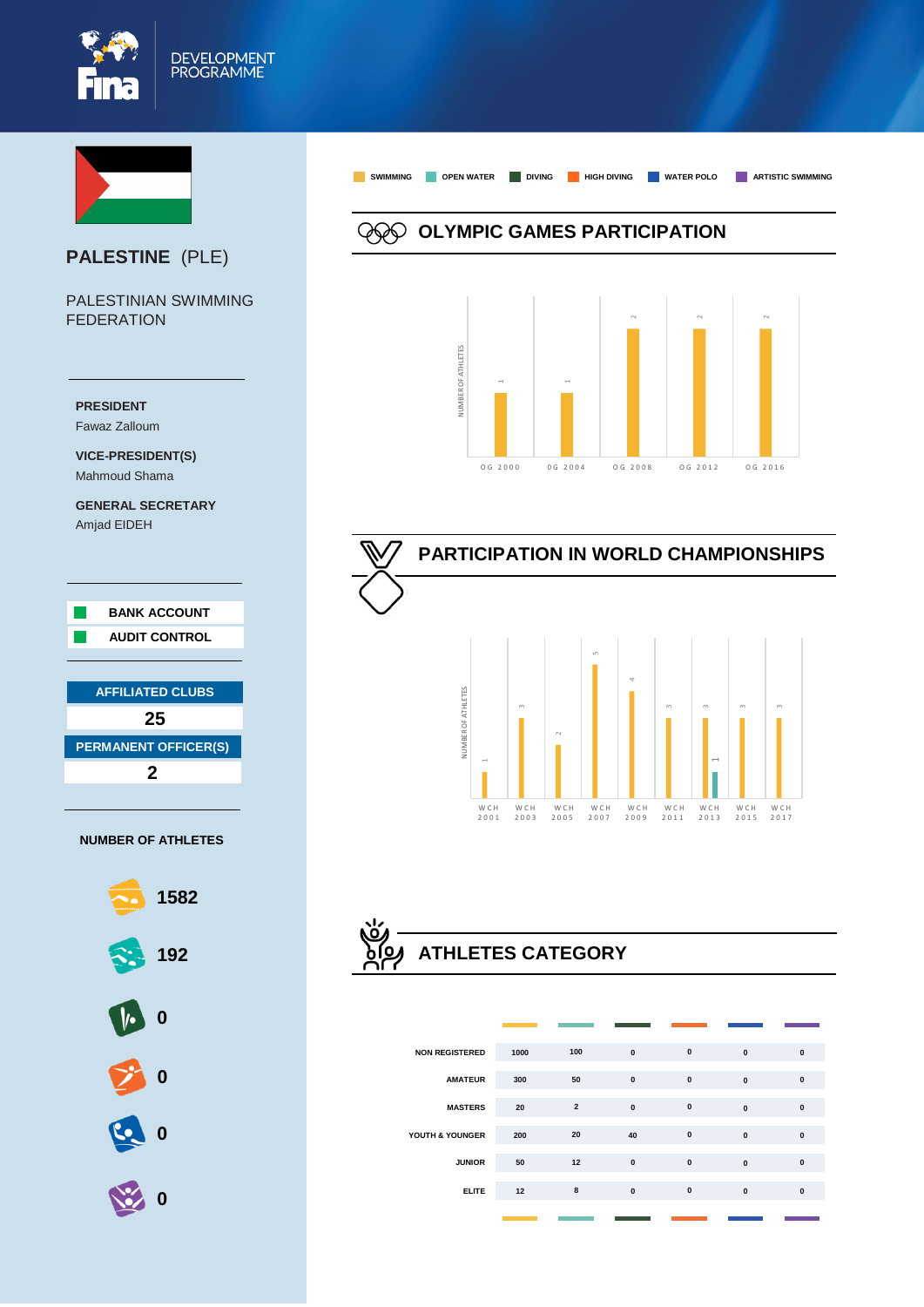DEVELOPMENT PROGRAMME

# PALESTINE (PLE)

PALESTINIAN SWIMMING FEDERATION

**PRESIDENT**
Fawaz Zalloum

**VICE-PRESIDENT(S)**
Mahmoud Shama

**GENERAL SECRETARY**
Amjad EIDEH

**BANK ACCOUNT**
**AUDIT CONTROL**

**AFFILIATED CLUBS**
**25**

**PERMANENT OFFICER(S)**
**2**

**NUMBER OF ATHLETES**

- Swimming: 1582
- Open Water: 192
- Diving: 0
- High Diving: 0
- Water Polo: 0
- Artistic Swimming: 0

SWIMMING | OPEN WATER | DIVING | HIGH DIVING | WATER POLO | ARTISTIC SWIMMING

## OLYMPIC GAMES PARTICIPATION

NUMBER OF ATHLETES

| | OG 2000 | OG 2004 | OG 2008 | OG 2012 | OG 2016 |
|---|---|---|---|---|---|
| Swimming | 1 | 1 | 2 | 2 | 2 |

## PARTICIPATION IN WORLD CHAMPIONSHIPS

NUMBER OF ATHLETES

| | WCH 2001 | WCH 2003 | WCH 2005 | WCH 2007 | WCH 2009 | WCH 2011 | WCH 2013 | WCH 2015 | WCH 2017 |
|---|---|---|---|---|---|---|---|---|---|
| Swimming | 1 | 3 | 2 | 5 | 4 | 3 | 3 | 3 | 3 |
| Open Water | | | | | | | 1 | | |

## ATHLETES CATEGORY

| | Swimming | Open Water | Diving | High Diving | Water Polo | Artistic Swimming |
|---|---|---|---|---|---|---|
| NON REGISTERED | 1000 | 100 | 0 | 0 | 0 | 0 |
| AMATEUR | 300 | 50 | 0 | 0 | 0 | 0 |
| MASTERS | 20 | 2 | 0 | 0 | 0 | 0 |
| YOUTH & YOUNGER | 200 | 20 | 40 | 0 | 0 | 0 |
| JUNIOR | 50 | 12 | 0 | 0 | 0 | 0 |
| ELITE | 12 | 8 | 0 | 0 | 0 | 0 |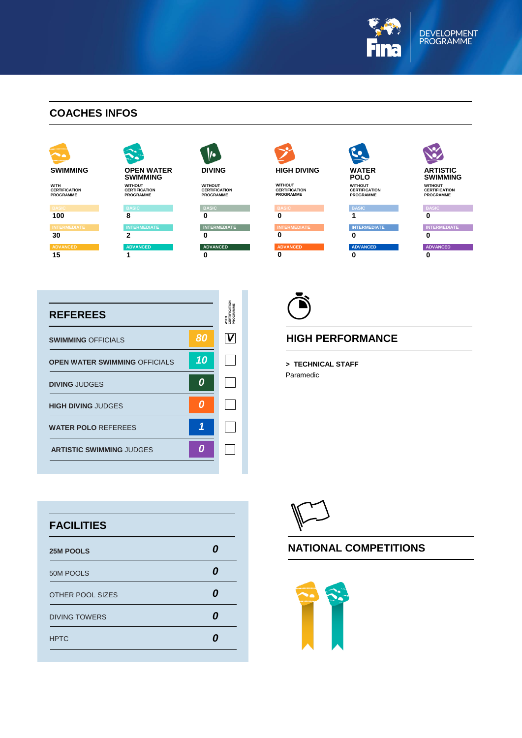## COACHES INFOS

| | SWIMMING | OPEN WATER SWIMMING | DIVING | HIGH DIVING | WATER POLO | ARTISTIC SWIMMING |
|---|---|---|---|---|---|---|
| | WITH CERTIFICATION PROGRAMME | WITHOUT CERTIFICATION PROGRAMME | WITHOUT CERTIFICATION PROGRAMME | WITHOUT CERTIFICATION PROGRAMME | WITHOUT CERTIFICATION PROGRAMME | WITHOUT CERTIFICATION PROGRAMME |
| BASIC | 100 | 8 | 0 | 0 | 1 | 0 |
| INTERMEDIATE | 30 | 2 | 0 | 0 | 0 | 0 |
| ADVANCED | 15 | 1 | 0 | 0 | 0 | 0 |

## REFEREES

| | | WITH CERTIFICATION PROGRAMME |
|---|---|---|
| **SWIMMING** OFFICIALS | 80 | V |
| **OPEN WATER SWIMMING** OFFICIALS | 10 | |
| **DIVING** JUDGES | 0 | |
| **HIGH DIVING** JUDGES | 0 | |
| **WATER POLO** REFEREES | 1 | |
| **ARTISTIC SWIMMING** JUDGES | 0 | |

## HIGH PERFORMANCE

**> TECHNICAL STAFF**

Paramedic

## FACILITIES

| | |
|---|---|
| **25M POOLS** | 0 |
| 50M POOLS | 0 |
| OTHER POOL SIZES | 0 |
| DIVING TOWERS | 0 |
| HPTC | 0 |

## NATIONAL COMPETITIONS